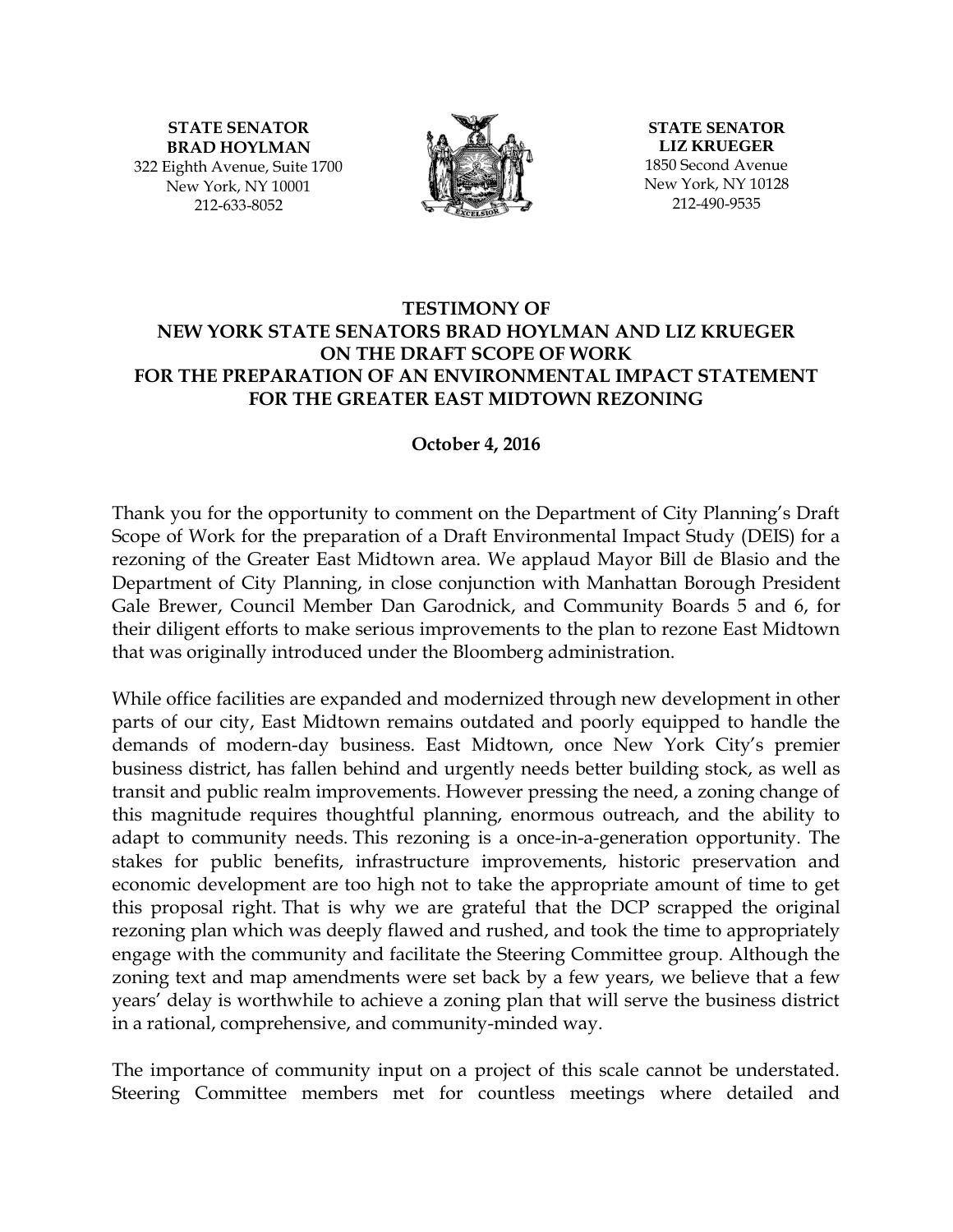**STATE SENATOR**
**BRAD HOYLMAN**
322 Eighth Avenue, Suite 1700
New York, NY 10001
212-633-8052

**STATE SENATOR**
**LIZ KRUEGER**
1850 Second Avenue
New York, NY 10128
212-490-9535

# TESTIMONY OF NEW YORK STATE SENATORS BRAD HOYLMAN AND LIZ KRUEGER ON THE DRAFT SCOPE OF WORK FOR THE PREPARATION OF AN ENVIRONMENTAL IMPACT STATEMENT FOR THE GREATER EAST MIDTOWN REZONING

**October 4, 2016**

Thank you for the opportunity to comment on the Department of City Planning's Draft Scope of Work for the preparation of a Draft Environmental Impact Study (DEIS) for a rezoning of the Greater East Midtown area. We applaud Mayor Bill de Blasio and the Department of City Planning, in close conjunction with Manhattan Borough President Gale Brewer, Council Member Dan Garodnick, and Community Boards 5 and 6, for their diligent efforts to make serious improvements to the plan to rezone East Midtown that was originally introduced under the Bloomberg administration.

While office facilities are expanded and modernized through new development in other parts of our city, East Midtown remains outdated and poorly equipped to handle the demands of modern-day business. East Midtown, once New York City's premier business district, has fallen behind and urgently needs better building stock, as well as transit and public realm improvements. However pressing the need, a zoning change of this magnitude requires thoughtful planning, enormous outreach, and the ability to adapt to community needs. This rezoning is a once-in-a-generation opportunity. The stakes for public benefits, infrastructure improvements, historic preservation and economic development are too high not to take the appropriate amount of time to get this proposal right. That is why we are grateful that the DCP scrapped the original rezoning plan which was deeply flawed and rushed, and took the time to appropriately engage with the community and facilitate the Steering Committee group. Although the zoning text and map amendments were set back by a few years, we believe that a few years' delay is worthwhile to achieve a zoning plan that will serve the business district in a rational, comprehensive, and community-minded way.

The importance of community input on a project of this scale cannot be understated. Steering Committee members met for countless meetings where detailed and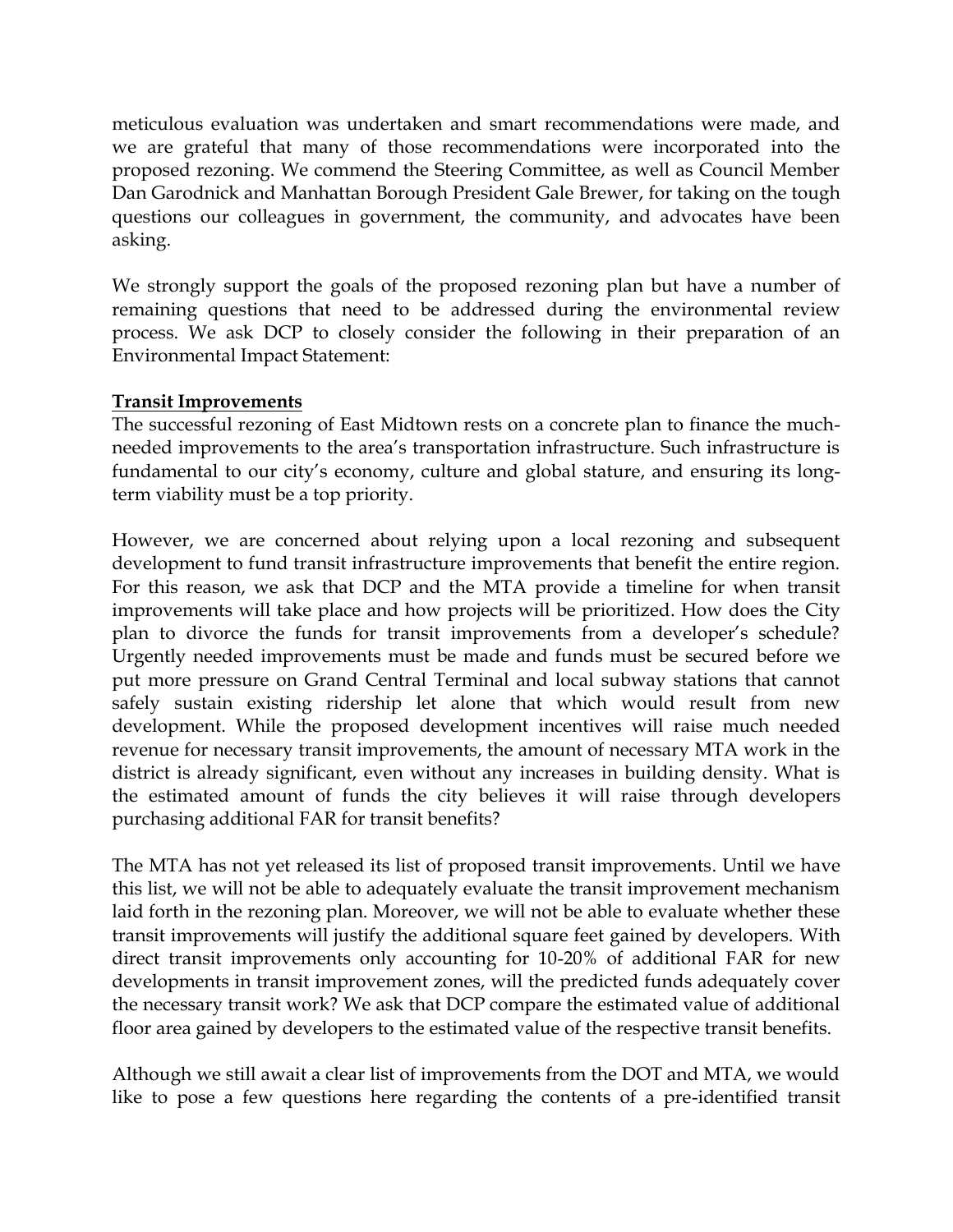meticulous evaluation was undertaken and smart recommendations were made, and we are grateful that many of those recommendations were incorporated into the proposed rezoning. We commend the Steering Committee, as well as Council Member Dan Garodnick and Manhattan Borough President Gale Brewer, for taking on the tough questions our colleagues in government, the community, and advocates have been asking.

We strongly support the goals of the proposed rezoning plan but have a number of remaining questions that need to be addressed during the environmental review process. We ask DCP to closely consider the following in their preparation of an Environmental Impact Statement:

**Transit Improvements**

The successful rezoning of East Midtown rests on a concrete plan to finance the much-needed improvements to the area's transportation infrastructure. Such infrastructure is fundamental to our city's economy, culture and global stature, and ensuring its long-term viability must be a top priority.

However, we are concerned about relying upon a local rezoning and subsequent development to fund transit infrastructure improvements that benefit the entire region. For this reason, we ask that DCP and the MTA provide a timeline for when transit improvements will take place and how projects will be prioritized. How does the City plan to divorce the funds for transit improvements from a developer's schedule? Urgently needed improvements must be made and funds must be secured before we put more pressure on Grand Central Terminal and local subway stations that cannot safely sustain existing ridership let alone that which would result from new development. While the proposed development incentives will raise much needed revenue for necessary transit improvements, the amount of necessary MTA work in the district is already significant, even without any increases in building density. What is the estimated amount of funds the city believes it will raise through developers purchasing additional FAR for transit benefits?

The MTA has not yet released its list of proposed transit improvements. Until we have this list, we will not be able to adequately evaluate the transit improvement mechanism laid forth in the rezoning plan. Moreover, we will not be able to evaluate whether these transit improvements will justify the additional square feet gained by developers. With direct transit improvements only accounting for 10-20% of additional FAR for new developments in transit improvement zones, will the predicted funds adequately cover the necessary transit work? We ask that DCP compare the estimated value of additional floor area gained by developers to the estimated value of the respective transit benefits.

Although we still await a clear list of improvements from the DOT and MTA, we would like to pose a few questions here regarding the contents of a pre-identified transit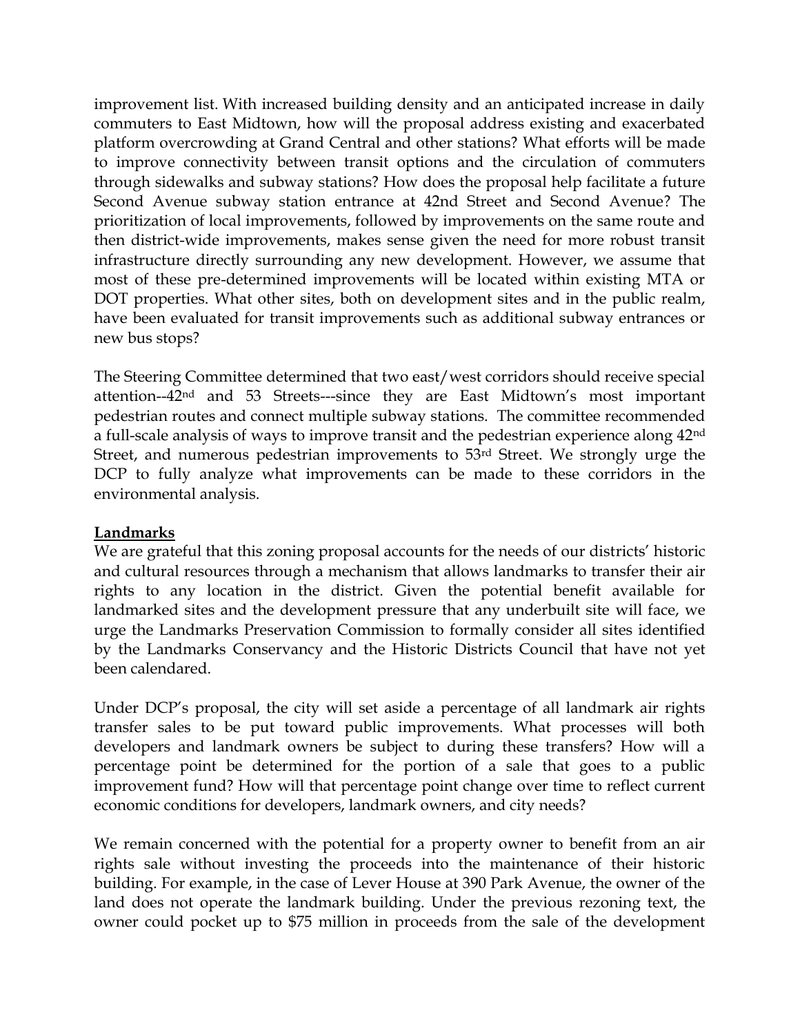improvement list. With increased building density and an anticipated increase in daily commuters to East Midtown, how will the proposal address existing and exacerbated platform overcrowding at Grand Central and other stations? What efforts will be made to improve connectivity between transit options and the circulation of commuters through sidewalks and subway stations? How does the proposal help facilitate a future Second Avenue subway station entrance at 42nd Street and Second Avenue? The prioritization of local improvements, followed by improvements on the same route and then district-wide improvements, makes sense given the need for more robust transit infrastructure directly surrounding any new development. However, we assume that most of these pre-determined improvements will be located within existing MTA or DOT properties. What other sites, both on development sites and in the public realm, have been evaluated for transit improvements such as additional subway entrances or new bus stops?

The Steering Committee determined that two east/west corridors should receive special attention--42nd and 53 Streets---since they are East Midtown's most important pedestrian routes and connect multiple subway stations. The committee recommended a full-scale analysis of ways to improve transit and the pedestrian experience along 42nd Street, and numerous pedestrian improvements to 53rd Street. We strongly urge the DCP to fully analyze what improvements can be made to these corridors in the environmental analysis.

**Landmarks**

We are grateful that this zoning proposal accounts for the needs of our districts' historic and cultural resources through a mechanism that allows landmarks to transfer their air rights to any location in the district. Given the potential benefit available for landmarked sites and the development pressure that any underbuilt site will face, we urge the Landmarks Preservation Commission to formally consider all sites identified by the Landmarks Conservancy and the Historic Districts Council that have not yet been calendared.

Under DCP's proposal, the city will set aside a percentage of all landmark air rights transfer sales to be put toward public improvements. What processes will both developers and landmark owners be subject to during these transfers? How will a percentage point be determined for the portion of a sale that goes to a public improvement fund? How will that percentage point change over time to reflect current economic conditions for developers, landmark owners, and city needs?

We remain concerned with the potential for a property owner to benefit from an air rights sale without investing the proceeds into the maintenance of their historic building. For example, in the case of Lever House at 390 Park Avenue, the owner of the land does not operate the landmark building. Under the previous rezoning text, the owner could pocket up to $75 million in proceeds from the sale of the development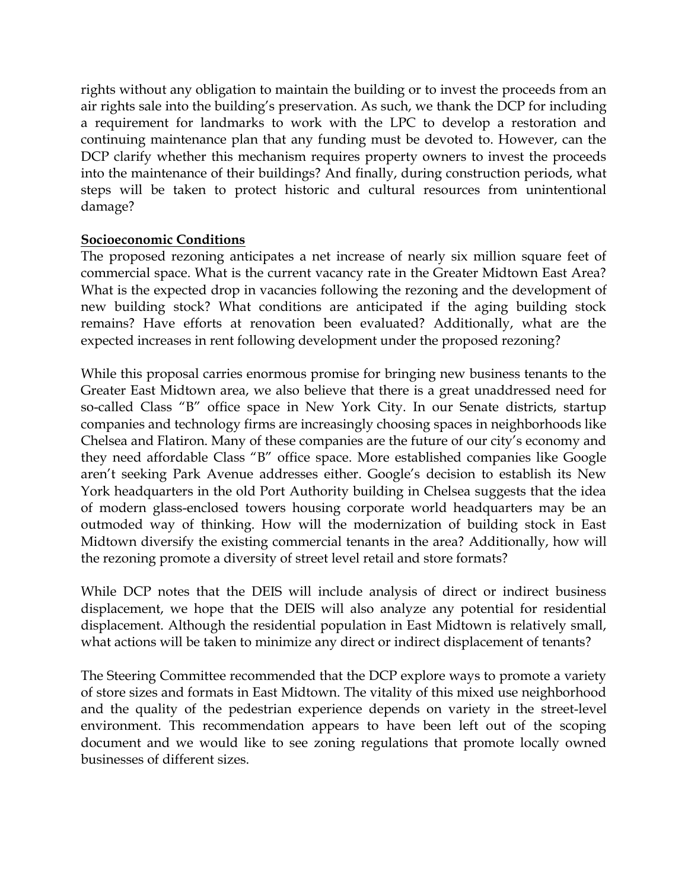rights without any obligation to maintain the building or to invest the proceeds from an air rights sale into the building's preservation. As such, we thank the DCP for including a requirement for landmarks to work with the LPC to develop a restoration and continuing maintenance plan that any funding must be devoted to. However, can the DCP clarify whether this mechanism requires property owners to invest the proceeds into the maintenance of their buildings? And finally, during construction periods, what steps will be taken to protect historic and cultural resources from unintentional damage?

**Socioeconomic Conditions**

The proposed rezoning anticipates a net increase of nearly six million square feet of commercial space. What is the current vacancy rate in the Greater Midtown East Area? What is the expected drop in vacancies following the rezoning and the development of new building stock? What conditions are anticipated if the aging building stock remains? Have efforts at renovation been evaluated? Additionally, what are the expected increases in rent following development under the proposed rezoning?

While this proposal carries enormous promise for bringing new business tenants to the Greater East Midtown area, we also believe that there is a great unaddressed need for so-called Class "B" office space in New York City. In our Senate districts, startup companies and technology firms are increasingly choosing spaces in neighborhoods like Chelsea and Flatiron. Many of these companies are the future of our city's economy and they need affordable Class "B" office space. More established companies like Google aren't seeking Park Avenue addresses either. Google's decision to establish its New York headquarters in the old Port Authority building in Chelsea suggests that the idea of modern glass-enclosed towers housing corporate world headquarters may be an outmoded way of thinking. How will the modernization of building stock in East Midtown diversify the existing commercial tenants in the area? Additionally, how will the rezoning promote a diversity of street level retail and store formats?

While DCP notes that the DEIS will include analysis of direct or indirect business displacement, we hope that the DEIS will also analyze any potential for residential displacement. Although the residential population in East Midtown is relatively small, what actions will be taken to minimize any direct or indirect displacement of tenants?

The Steering Committee recommended that the DCP explore ways to promote a variety of store sizes and formats in East Midtown. The vitality of this mixed use neighborhood and the quality of the pedestrian experience depends on variety in the street-level environment. This recommendation appears to have been left out of the scoping document and we would like to see zoning regulations that promote locally owned businesses of different sizes.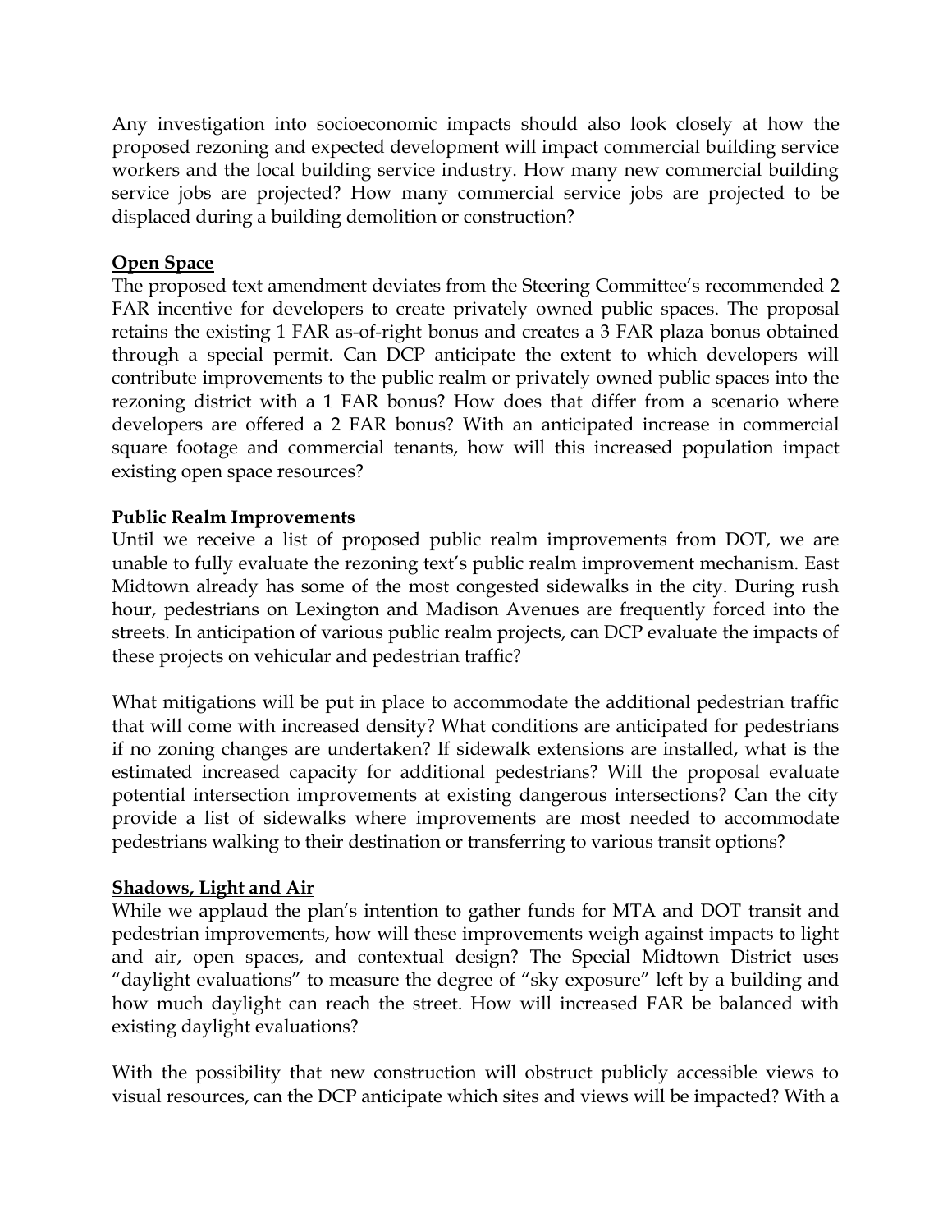Any investigation into socioeconomic impacts should also look closely at how the proposed rezoning and expected development will impact commercial building service workers and the local building service industry. How many new commercial building service jobs are projected? How many commercial service jobs are projected to be displaced during a building demolition or construction?

**Open Space**

The proposed text amendment deviates from the Steering Committee's recommended 2 FAR incentive for developers to create privately owned public spaces. The proposal retains the existing 1 FAR as-of-right bonus and creates a 3 FAR plaza bonus obtained through a special permit. Can DCP anticipate the extent to which developers will contribute improvements to the public realm or privately owned public spaces into the rezoning district with a 1 FAR bonus? How does that differ from a scenario where developers are offered a 2 FAR bonus? With an anticipated increase in commercial square footage and commercial tenants, how will this increased population impact existing open space resources?

**Public Realm Improvements**

Until we receive a list of proposed public realm improvements from DOT, we are unable to fully evaluate the rezoning text's public realm improvement mechanism. East Midtown already has some of the most congested sidewalks in the city. During rush hour, pedestrians on Lexington and Madison Avenues are frequently forced into the streets. In anticipation of various public realm projects, can DCP evaluate the impacts of these projects on vehicular and pedestrian traffic?

What mitigations will be put in place to accommodate the additional pedestrian traffic that will come with increased density? What conditions are anticipated for pedestrians if no zoning changes are undertaken? If sidewalk extensions are installed, what is the estimated increased capacity for additional pedestrians? Will the proposal evaluate potential intersection improvements at existing dangerous intersections? Can the city provide a list of sidewalks where improvements are most needed to accommodate pedestrians walking to their destination or transferring to various transit options?

**Shadows, Light and Air**

While we applaud the plan's intention to gather funds for MTA and DOT transit and pedestrian improvements, how will these improvements weigh against impacts to light and air, open spaces, and contextual design? The Special Midtown District uses "daylight evaluations" to measure the degree of "sky exposure" left by a building and how much daylight can reach the street. How will increased FAR be balanced with existing daylight evaluations?

With the possibility that new construction will obstruct publicly accessible views to visual resources, can the DCP anticipate which sites and views will be impacted? With a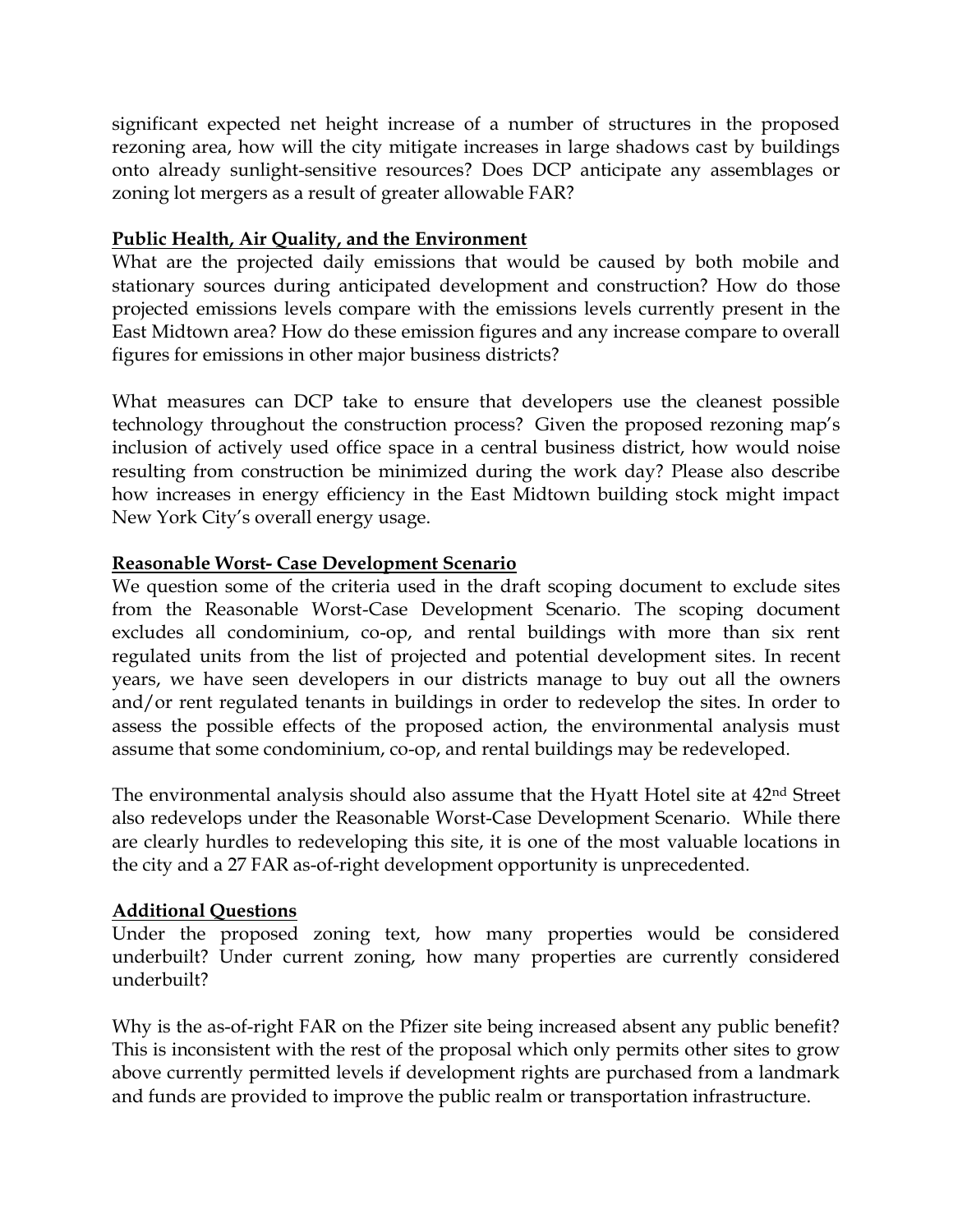significant expected net height increase of a number of structures in the proposed rezoning area, how will the city mitigate increases in large shadows cast by buildings onto already sunlight-sensitive resources? Does DCP anticipate any assemblages or zoning lot mergers as a result of greater allowable FAR?

**Public Health, Air Quality, and the Environment**

What are the projected daily emissions that would be caused by both mobile and stationary sources during anticipated development and construction? How do those projected emissions levels compare with the emissions levels currently present in the East Midtown area? How do these emission figures and any increase compare to overall figures for emissions in other major business districts?

What measures can DCP take to ensure that developers use the cleanest possible technology throughout the construction process? Given the proposed rezoning map's inclusion of actively used office space in a central business district, how would noise resulting from construction be minimized during the work day? Please also describe how increases in energy efficiency in the East Midtown building stock might impact New York City's overall energy usage.

**Reasonable Worst- Case Development Scenario**

We question some of the criteria used in the draft scoping document to exclude sites from the Reasonable Worst-Case Development Scenario. The scoping document excludes all condominium, co-op, and rental buildings with more than six rent regulated units from the list of projected and potential development sites. In recent years, we have seen developers in our districts manage to buy out all the owners and/or rent regulated tenants in buildings in order to redevelop the sites. In order to assess the possible effects of the proposed action, the environmental analysis must assume that some condominium, co-op, and rental buildings may be redeveloped.

The environmental analysis should also assume that the Hyatt Hotel site at 42nd Street also redevelops under the Reasonable Worst-Case Development Scenario. While there are clearly hurdles to redeveloping this site, it is one of the most valuable locations in the city and a 27 FAR as-of-right development opportunity is unprecedented.

**Additional Questions**

Under the proposed zoning text, how many properties would be considered underbuilt? Under current zoning, how many properties are currently considered underbuilt?

Why is the as-of-right FAR on the Pfizer site being increased absent any public benefit? This is inconsistent with the rest of the proposal which only permits other sites to grow above currently permitted levels if development rights are purchased from a landmark and funds are provided to improve the public realm or transportation infrastructure.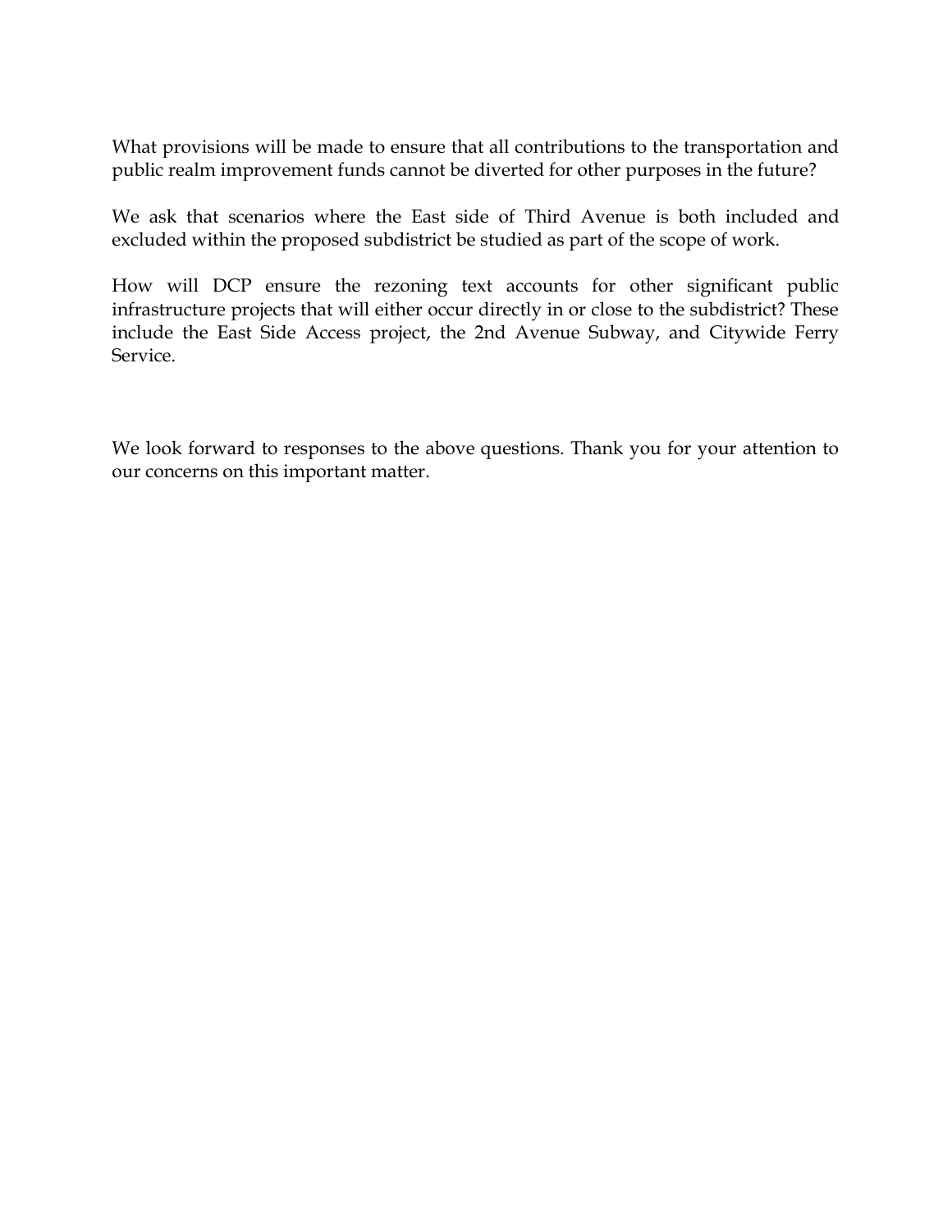What provisions will be made to ensure that all contributions to the transportation and public realm improvement funds cannot be diverted for other purposes in the future?

We ask that scenarios where the East side of Third Avenue is both included and excluded within the proposed subdistrict be studied as part of the scope of work.

How will DCP ensure the rezoning text accounts for other significant public infrastructure projects that will either occur directly in or close to the subdistrict? These include the East Side Access project, the 2nd Avenue Subway, and Citywide Ferry Service.

We look forward to responses to the above questions. Thank you for your attention to our concerns on this important matter.